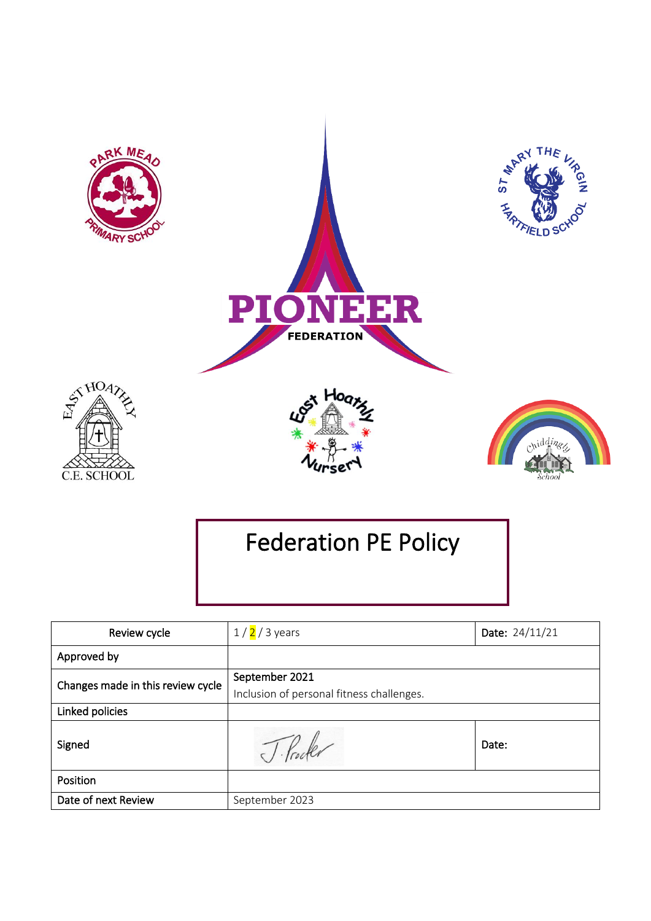PIONEER FEDERATION

# Federation PE Policy

| Review cycle | 1 / 2 / 3 years | Date: 24/11/21 |
|---|---|---|
| Approved by | | |
| Changes made in this review cycle | September 2021<br>Inclusion of personal fitness challenges. | |
| Linked policies | | |
| Signed | J. Procter | Date: |
| Position | | |
| Date of next Review | September 2023 | |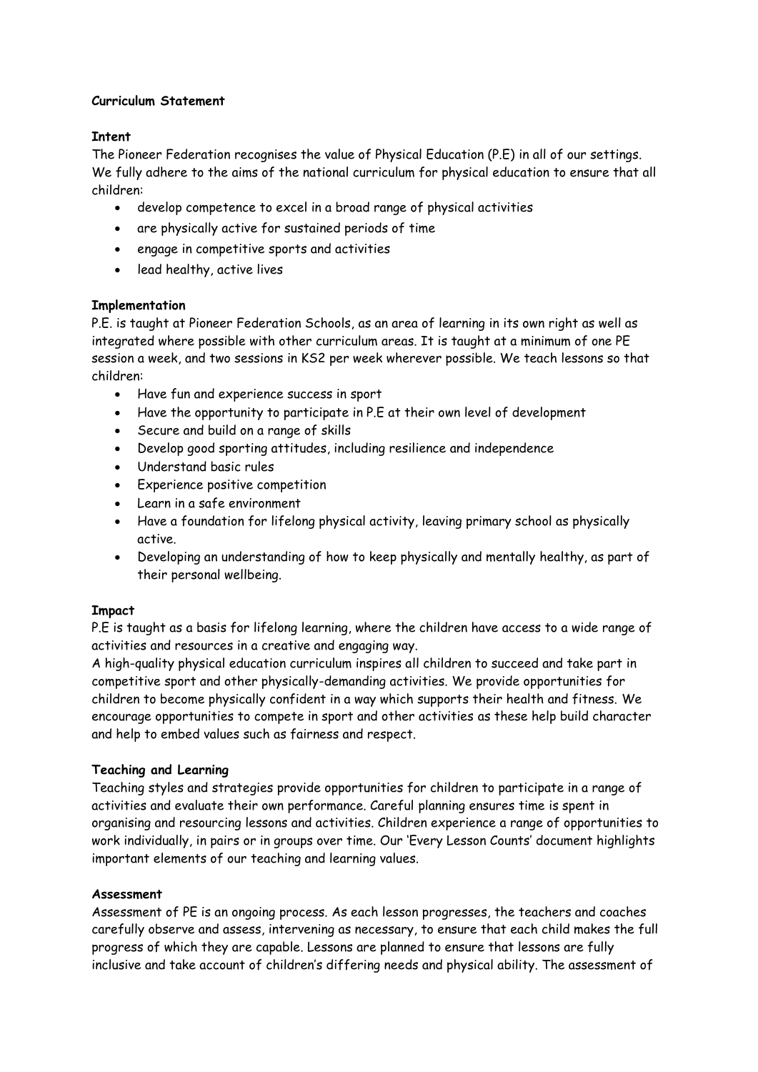**Curriculum Statement**

**Intent**

The Pioneer Federation recognises the value of Physical Education (P.E) in all of our settings. We fully adhere to the aims of the national curriculum for physical education to ensure that all children:

- develop competence to excel in a broad range of physical activities
- are physically active for sustained periods of time
- engage in competitive sports and activities
- lead healthy, active lives

**Implementation**

P.E. is taught at Pioneer Federation Schools, as an area of learning in its own right as well as integrated where possible with other curriculum areas. It is taught at a minimum of one PE session a week, and two sessions in KS2 per week wherever possible. We teach lessons so that children:

- Have fun and experience success in sport
- Have the opportunity to participate in P.E at their own level of development
- Secure and build on a range of skills
- Develop good sporting attitudes, including resilience and independence
- Understand basic rules
- Experience positive competition
- Learn in a safe environment
- Have a foundation for lifelong physical activity, leaving primary school as physically active.
- Developing an understanding of how to keep physically and mentally healthy, as part of their personal wellbeing.

**Impact**

P.E is taught as a basis for lifelong learning, where the children have access to a wide range of activities and resources in a creative and engaging way.

A high-quality physical education curriculum inspires all children to succeed and take part in competitive sport and other physically-demanding activities. We provide opportunities for children to become physically confident in a way which supports their health and fitness. We encourage opportunities to compete in sport and other activities as these help build character and help to embed values such as fairness and respect.

**Teaching and Learning**

Teaching styles and strategies provide opportunities for children to participate in a range of activities and evaluate their own performance. Careful planning ensures time is spent in organising and resourcing lessons and activities. Children experience a range of opportunities to work individually, in pairs or in groups over time. Our 'Every Lesson Counts' document highlights important elements of our teaching and learning values.

**Assessment**

Assessment of PE is an ongoing process. As each lesson progresses, the teachers and coaches carefully observe and assess, intervening as necessary, to ensure that each child makes the full progress of which they are capable. Lessons are planned to ensure that lessons are fully inclusive and take account of children's differing needs and physical ability. The assessment of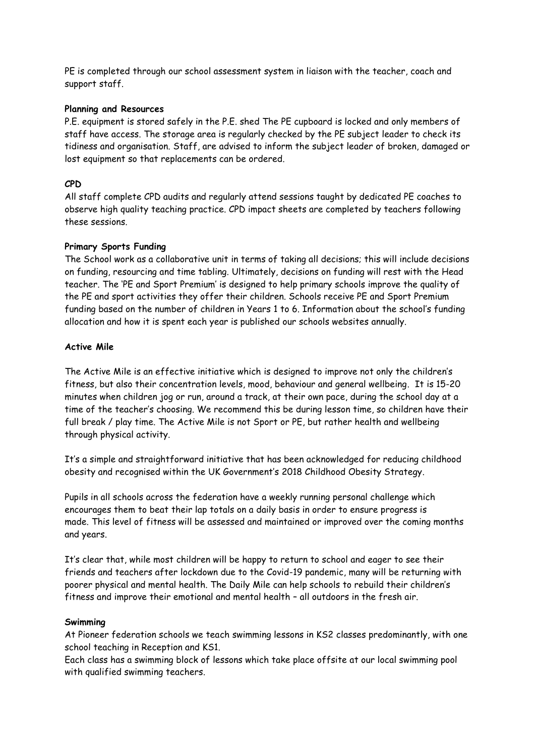PE is completed through our school assessment system in liaison with the teacher, coach and support staff.

**Planning and Resources**

P.E. equipment is stored safely in the P.E. shed The PE cupboard is locked and only members of staff have access. The storage area is regularly checked by the PE subject leader to check its tidiness and organisation. Staff, are advised to inform the subject leader of broken, damaged or lost equipment so that replacements can be ordered.

**CPD**

All staff complete CPD audits and regularly attend sessions taught by dedicated PE coaches to observe high quality teaching practice. CPD impact sheets are completed by teachers following these sessions.

**Primary Sports Funding**

The School work as a collaborative unit in terms of taking all decisions; this will include decisions on funding, resourcing and time tabling. Ultimately, decisions on funding will rest with the Head teacher. The 'PE and Sport Premium' is designed to help primary schools improve the quality of the PE and sport activities they offer their children. Schools receive PE and Sport Premium funding based on the number of children in Years 1 to 6. Information about the school's funding allocation and how it is spent each year is published our schools websites annually.

**Active Mile**

The Active Mile is an effective initiative which is designed to improve not only the children's fitness, but also their concentration levels, mood, behaviour and general wellbeing. It is 15-20 minutes when children jog or run, around a track, at their own pace, during the school day at a time of the teacher's choosing. We recommend this be during lesson time, so children have their full break / play time. The Active Mile is not Sport or PE, but rather health and wellbeing through physical activity.

It's a simple and straightforward initiative that has been acknowledged for reducing childhood obesity and recognised within the UK Government's 2018 Childhood Obesity Strategy.

Pupils in all schools across the federation have a weekly running personal challenge which encourages them to beat their lap totals on a daily basis in order to ensure progress is made. This level of fitness will be assessed and maintained or improved over the coming months and years.

It's clear that, while most children will be happy to return to school and eager to see their friends and teachers after lockdown due to the Covid-19 pandemic, many will be returning with poorer physical and mental health. The Daily Mile can help schools to rebuild their children's fitness and improve their emotional and mental health – all outdoors in the fresh air.

**Swimming**

At Pioneer federation schools we teach swimming lessons in KS2 classes predominantly, with one school teaching in Reception and KS1.

Each class has a swimming block of lessons which take place offsite at our local swimming pool with qualified swimming teachers.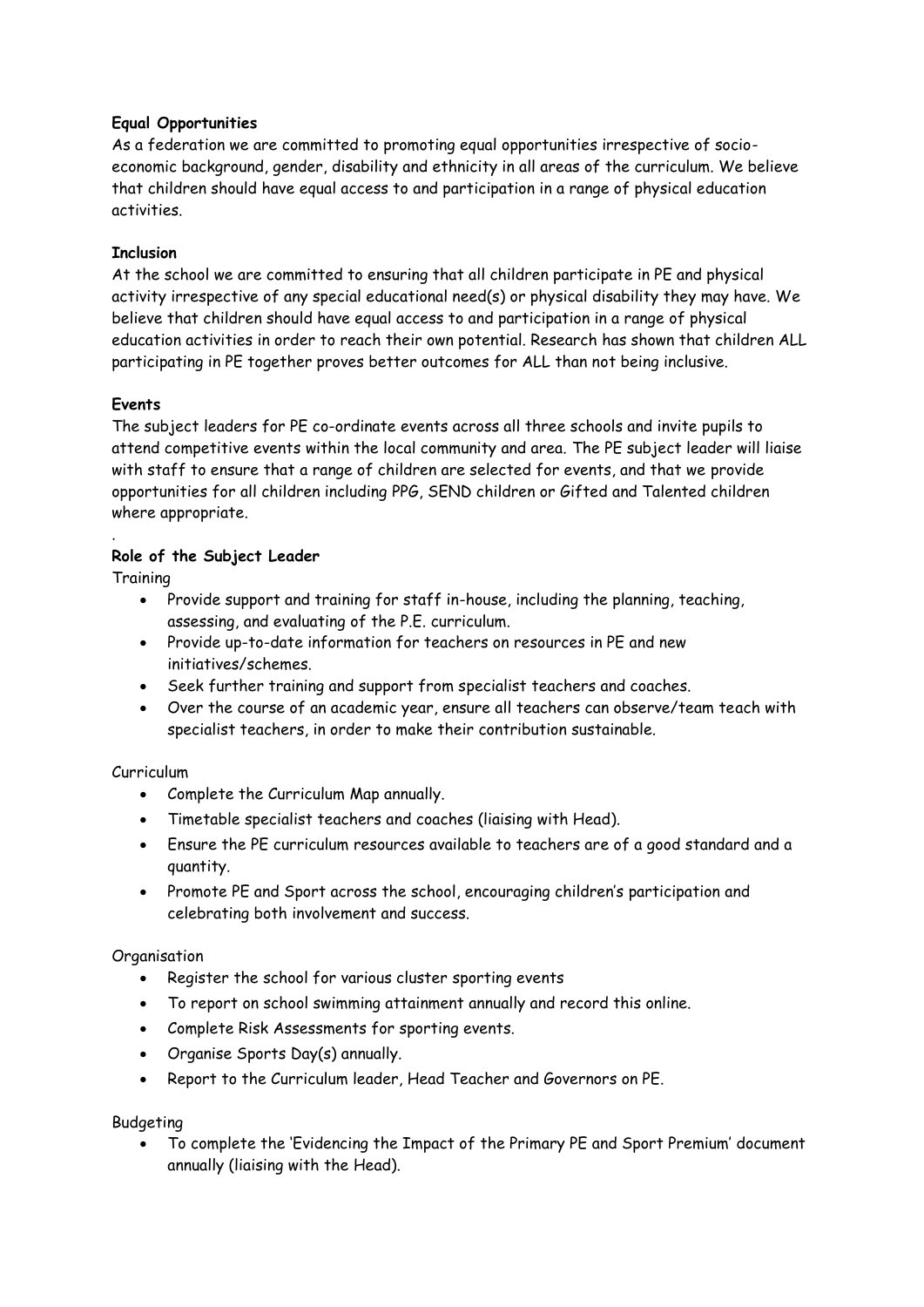**Equal Opportunities**

As a federation we are committed to promoting equal opportunities irrespective of socio-economic background, gender, disability and ethnicity in all areas of the curriculum. We believe that children should have equal access to and participation in a range of physical education activities.

**Inclusion**

At the school we are committed to ensuring that all children participate in PE and physical activity irrespective of any special educational need(s) or physical disability they may have. We believe that children should have equal access to and participation in a range of physical education activities in order to reach their own potential. Research has shown that children ALL participating in PE together proves better outcomes for ALL than not being inclusive.

**Events**

The subject leaders for PE co-ordinate events across all three schools and invite pupils to attend competitive events within the local community and area. The PE subject leader will liaise with staff to ensure that a range of children are selected for events, and that we provide opportunities for all children including PPG, SEND children or Gifted and Talented children where appropriate.

.

**Role of the Subject Leader**

Training

- Provide support and training for staff in-house, including the planning, teaching, assessing, and evaluating of the P.E. curriculum.
- Provide up-to-date information for teachers on resources in PE and new initiatives/schemes.
- Seek further training and support from specialist teachers and coaches.
- Over the course of an academic year, ensure all teachers can observe/team teach with specialist teachers, in order to make their contribution sustainable.

Curriculum

- Complete the Curriculum Map annually.
- Timetable specialist teachers and coaches (liaising with Head).
- Ensure the PE curriculum resources available to teachers are of a good standard and a quantity.
- Promote PE and Sport across the school, encouraging children's participation and celebrating both involvement and success.

Organisation

- Register the school for various cluster sporting events
- To report on school swimming attainment annually and record this online.
- Complete Risk Assessments for sporting events.
- Organise Sports Day(s) annually.
- Report to the Curriculum leader, Head Teacher and Governors on PE.

Budgeting

- To complete the 'Evidencing the Impact of the Primary PE and Sport Premium' document annually (liaising with the Head).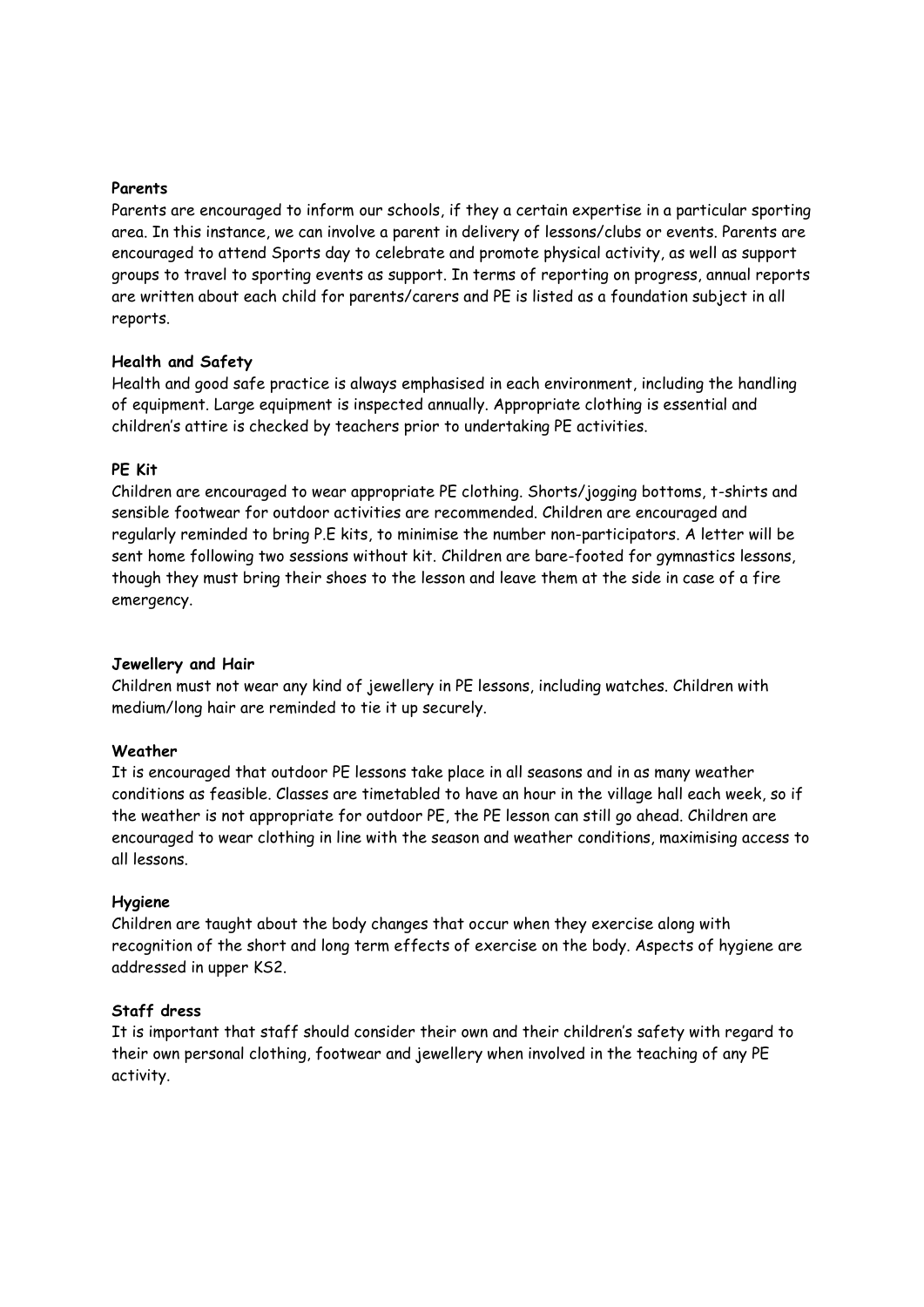**Parents**

Parents are encouraged to inform our schools, if they a certain expertise in a particular sporting area. In this instance, we can involve a parent in delivery of lessons/clubs or events. Parents are encouraged to attend Sports day to celebrate and promote physical activity, as well as support groups to travel to sporting events as support. In terms of reporting on progress, annual reports are written about each child for parents/carers and PE is listed as a foundation subject in all reports.

**Health and Safety**

Health and good safe practice is always emphasised in each environment, including the handling of equipment. Large equipment is inspected annually. Appropriate clothing is essential and children's attire is checked by teachers prior to undertaking PE activities.

**PE Kit**

Children are encouraged to wear appropriate PE clothing. Shorts/jogging bottoms, t-shirts and sensible footwear for outdoor activities are recommended. Children are encouraged and regularly reminded to bring P.E kits, to minimise the number non-participators. A letter will be sent home following two sessions without kit. Children are bare-footed for gymnastics lessons, though they must bring their shoes to the lesson and leave them at the side in case of a fire emergency.

**Jewellery and Hair**

Children must not wear any kind of jewellery in PE lessons, including watches. Children with medium/long hair are reminded to tie it up securely.

**Weather**

It is encouraged that outdoor PE lessons take place in all seasons and in as many weather conditions as feasible. Classes are timetabled to have an hour in the village hall each week, so if the weather is not appropriate for outdoor PE, the PE lesson can still go ahead. Children are encouraged to wear clothing in line with the season and weather conditions, maximising access to all lessons.

**Hygiene**

Children are taught about the body changes that occur when they exercise along with recognition of the short and long term effects of exercise on the body. Aspects of hygiene are addressed in upper KS2.

**Staff dress**

It is important that staff should consider their own and their children's safety with regard to their own personal clothing, footwear and jewellery when involved in the teaching of any PE activity.